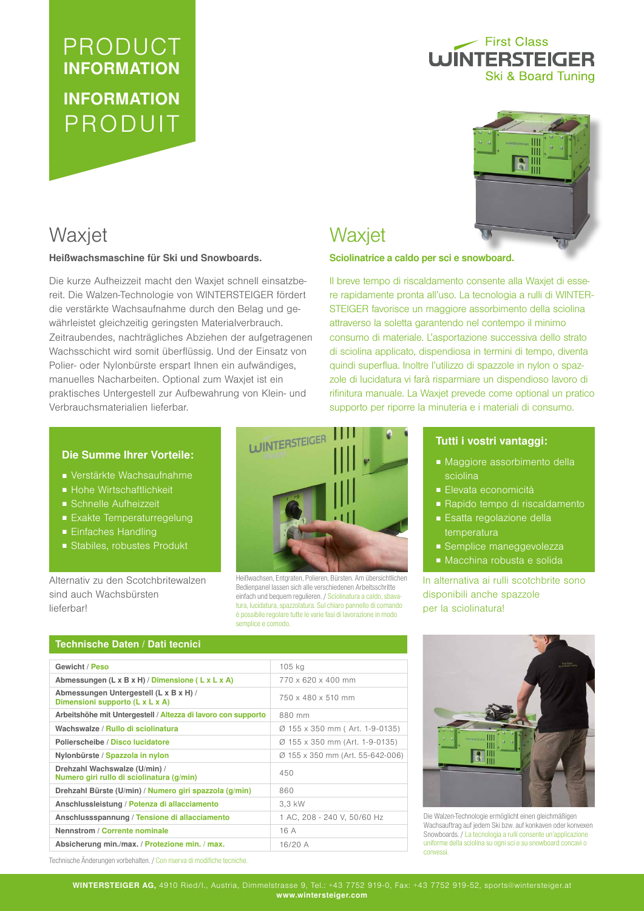# PRODUCT **INFORMATION**

# **INFORMATION** PRODUIT

First Class WINTERSTEIGER Ski & Board Tuning

## Waxjet

**Heißwachsmaschine für Ski und Snowboards.**

Die kurze Aufheizzeit macht den Waxjet schnell einsatzbereit. Die Walzen-Technologie von WINTERSTEIGER fördert die verstärkte Wachsaufnahme durch den Belag und gewährleistet gleichzeitig geringsten Materialverbrauch. Zeitraubendes, nachträgliches Abziehen der aufgetragenen Wachsschicht wird somit überflüssig. Und der Einsatz von Polier- oder Nylonbürste erspart Ihnen ein aufwändiges, manuelles Nacharbeiten. Optional zum Waxjet ist ein praktisches Untergestell zur Aufbewahrung von Klein- und Verbrauchsmaterialien lieferbar.

## Waxjet

**Sciolinatrice a caldo per sci e snowboard.**

Il breve tempo di riscaldamento consente alla Waxjet di essere rapidamente pronta all'uso. La tecnologia a rulli di WINTERSTEIGER favorisce un maggiore assorbimento della sciolina attraverso la soletta garantendo nel contempo il minimo consumo di materiale. L'asportazione successiva dello strato di sciolina applicato, dispendiosa in termini di tempo, diventa quindi superflua. Inoltre l'utilizzo di spazzole in nylon o spazzole di lucidatura vi farà risparmiare un dispendioso lavoro di rifinitura manuale. La Waxjet prevede come optional un pratico supporto per riporre la minuteria e i materiali di consumo.

### Die Summe Ihrer Vorteile:

- Verstärkte Wachsaufnahme
- Hohe Wirtschaftlichkeit
- Schnelle Aufheizzeit
- Exakte Temperaturregelung
- Einfaches Handling
- Stabiles, robustes Produkt

Alternativ zu den Scotchbritewalzen sind auch Wachsbürsten lieferbar!

Heißwachsen, Entgraten, Polieren, Bürsten. Am übersichtlichen Bedienpanel lassen sich alle verschiedenen Arbeitsschritte einfach und bequem regulieren. / Sciolinatura a caldo, sbavatura, lucidatura, spazzolatura. Sul chiaro pannello di comando è possibile regolare tutte le varie fasi di lavorazione in modo semplice e comodo.

### Tutti i vostri vantaggi:

- Maggiore assorbimento della sciolina
- Elevata economicità
- Rapido tempo di riscaldamento
- Esatta regolazione della temperatura
- Semplice maneggevolezza
- Macchina robusta e solida

In alternativa ai rulli scotchbrite sono disponibili anche spazzole per la sciolinatura!

### Technische Daten / Dati tecnici

| | |
|---|---|
| **Gewicht / Peso** | 105 kg |
| **Abmessungen (L x B x H) / Dimensione ( L x L x A)** | 770 x 620 x 400 mm |
| **Abmessungen Untergestell (L x B x H) / Dimensioni supporto (L x L x A)** | 750 x 480 x 510 mm |
| **Arbeitshöhe mit Untergestell / Altezza di lavoro con supporto** | 880 mm |
| **Wachswalze / Rullo di sciolinatura** | Ø 155 x 350 mm ( Art. 1-9-0135) |
| **Polierscheibe / Disco lucidatore** | Ø 155 x 350 mm (Art. 1-9-0135) |
| **Nylonbürste / Spazzola in nylon** | Ø 155 x 350 mm (Art. 55-642-006) |
| **Drehzahl Wachswalze (U/min) / Numero giri rullo di sciolinatura (g/min)** | 450 |
| **Drehzahl Bürste (U/min) / Numero giri spazzola (g/min)** | 860 |
| **Anschlussleistung / Potenza di allacciamento** | 3,3 kW |
| **Anschlussspannung / Tensione di allacciamento** | 1 AC, 208 - 240 V, 50/60 Hz |
| **Nennstrom / Corrente nominale** | 16 A |
| **Absicherung min./max. / Protezione min. / max.** | 16/20 A |

Technische Änderungen vorbehalten. / Con riserva di modifiche tecniche.

Die Walzen-Technologie ermöglicht einen gleichmäßigen Wachsauftrag auf jedem Ski bzw. auf konkaven oder konvexen Snowboards. / La tecnologia a rulli consente un'applicazione uniforme della sciolina su ogni sci e su snowboard concavi o convessi.

**WINTERSTEIGER AG,** 4910 Ried/I., Austria, Dimmelstrasse 9, Tel.: +43 7752 919-0, Fax: +43 7752 919-52, sports@wintersteiger.at
**www.wintersteiger.com**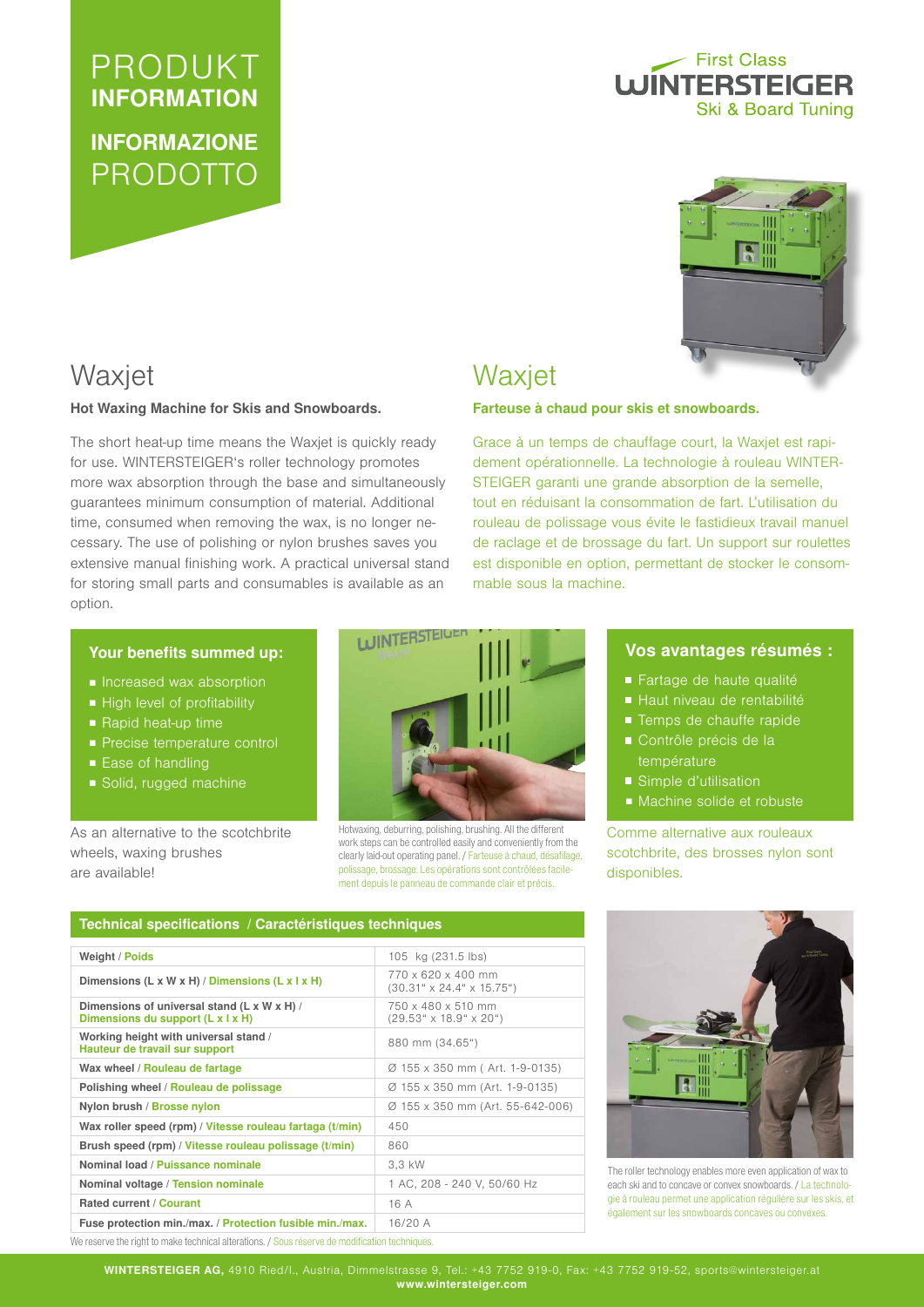# PRODUKT **INFORMATION**

# **INFORMAZIONE** PRODOTTO

First Class
WINTERSTEIGER
Ski & Board Tuning

## Waxjet

**Hot Waxing Machine for Skis and Snowboards.**

The short heat-up time means the Waxjet is quickly ready for use. WINTERSTEIGER's roller technology promotes more wax absorption through the base and simultaneously guarantees minimum consumption of material. Additional time, consumed when removing the wax, is no longer necessary. The use of polishing or nylon brushes saves you extensive manual finishing work. A practical universal stand for storing small parts and consumables is available as an option.

## Waxjet

**Farteuse à chaud pour skis et snowboards.**

Grace à un temps de chauffage court, la Waxjet est rapidement opérationnelle. La technologie à rouleau WINTERSTEIGER garanti une grande absorption de la semelle, tout en réduisant la consommation de fart. L'utilisation du rouleau de polissage vous évite le fastidieux travail manuel de raclage et de brossage du fart. Un support sur roulettes est disponible en option, permettant de stocker le consommable sous la machine.

### Your benefits summed up:

- Increased wax absorption
- High level of profitability
- Rapid heat-up time
- Precise temperature control
- Ease of handling
- Solid, rugged machine

As an alternative to the scotchbrite wheels, waxing brushes are available!

Hotwaxing, deburring, polishing, brushing. All the different work steps can be controlled easily and conveniently from the clearly laid-out operating panel. / Farteuse à chaud, désafilage, polissage, brossage. Les opérations sont contrôlées facilement depuis le panneau de commande clair et précis.

### Vos avantages résumés :

- Fartage de haute qualité
- Haut niveau de rentabilité
- Temps de chauffe rapide
- Contrôle précis de la température
- Simple d'utilisation
- Machine solide et robuste

Comme alternative aux rouleaux scotchbrite, des brosses nylon sont disponibles.

### Technical specifications / Caractéristiques techniques

| | |
|---|---|
| **Weight / Poids** | 105 kg (231.5 lbs) |
| **Dimensions (L x W x H) / Dimensions (L x l x H)** | 770 x 620 x 400 mm (30.31" x 24.4" x 15.75") |
| **Dimensions of universal stand (L x W x H) / Dimensions du support (L x l x H)** | 750 x 480 x 510 mm (29.53" x 18.9" x 20") |
| **Working height with universal stand / Hauteur de travail sur support** | 880 mm (34.65") |
| **Wax wheel / Rouleau de fartage** | Ø 155 x 350 mm ( Art. 1-9-0135) |
| **Polishing wheel / Rouleau de polissage** | Ø 155 x 350 mm (Art. 1-9-0135) |
| **Nylon brush / Brosse nylon** | Ø 155 x 350 mm (Art. 55-642-006) |
| **Wax roller speed (rpm) / Vitesse rouleau fartaga (t/min)** | 450 |
| **Brush speed (rpm) / Vitesse rouleau polissage (t/min)** | 860 |
| **Nominal load / Puissance nominale** | 3,3 kW |
| **Nominal voltage / Tension nominale** | 1 AC, 208 - 240 V, 50/60 Hz |
| **Rated current / Courant** | 16 A |
| **Fuse protection min./max. / Protection fusible min./max.** | 16/20 A |

We reserve the right to make technical alterations. / Sous réserve de modification techniques.

The roller technology enables more even application of wax to each ski and to concave or convex snowboards. / La technologie à rouleau permet une application régulière sur les skis, et également sur les snowboards concaves ou convexes.

**WINTERSTEIGER AG,** 4910 Ried/I., Austria, Dimmelstrasse 9, Tel.: +43 7752 919-0, Fax: +43 7752 919-52, sports@wintersteiger.at
**www.wintersteiger.com**